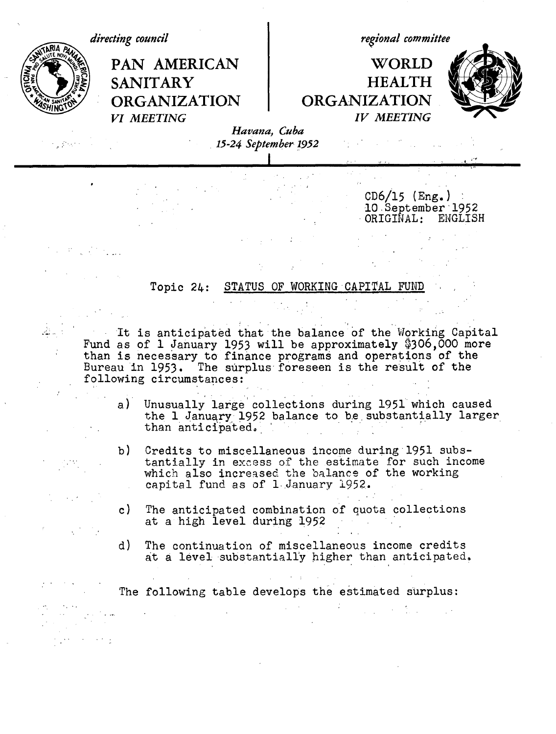directing council

# PAN AMERICAN SANITARY ORGANIZATION

*VI MEETING*

regional committee

# WORLD HEALTH ORGANIZATION

*IV MEETING*

*Havana, Cuba*
*15-24 September 1952*

CD6/15 (Eng.)
10 September 1952
ORIGINAL: ENGLISH

## Topic 24: STATUS OF WORKING CAPITAL FUND

It is anticipated that the balance of the Working Capital Fund as of 1 January 1953 will be approximately $306,000 more than is necessary to finance programs and operations of the Bureau in 1953. The surplus foreseen is the result of the following circumstances:

a) Unusually large collections during 1951 which caused the 1 January 1952 balance to be substantially larger than anticipated.

b) Credits to miscellaneous income during 1951 substantially in excess of the estimate for such income which also increased the balance of the working capital fund as of 1 January 1952.

c) The anticipated combination of quota collections at a high level during 1952

d) The continuation of miscellaneous income credits at a level substantially higher than anticipated.

The following table develops the estimated surplus: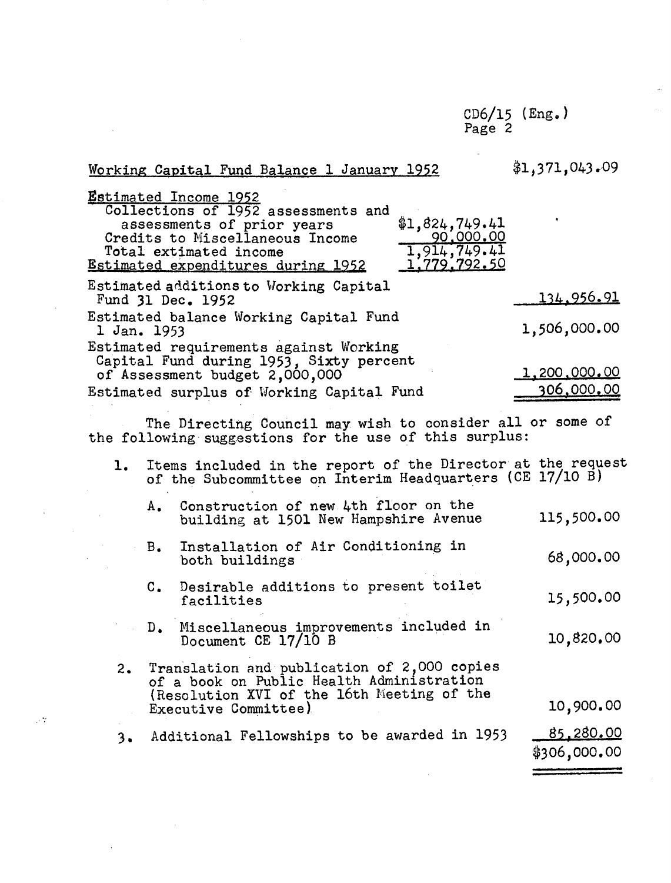Working Capital Fund Balance 1 January 1952 $1,371,043.09

| | | |
|---|---|---|
| **Estimated Income 1952** | | |
| Collections of 1952 assessments and assessments of prior years | $1,824,749.41 | |
| Credits to Miscellaneous Income | 90,000.00 | |
| Total extimated income | 1,914,749.41 | |
| Estimated expenditures during 1952 | 1,779,792.50 | |
| Estimated additions to Working Capital Fund 31 Dec. 1952 | | 134,956.91 |
| Estimated balance Working Capital Fund 1 Jan. 1953 | | 1,506,000.00 |
| Estimated requirements against Working Capital Fund during 1953, Sixty percent of Assessment budget 2,000,000 | | 1,200,000.00 |
| Estimated surplus of Working Capital Fund | | 306,000.00 |

The Directing Council may wish to consider all or some of the following suggestions for the use of this surplus:

1. Items included in the report of the Director at the request of the Subcommittee on Interim Headquarters (CE 17/10 B)

   A. Construction of new 4th floor on the building at 1501 New Hampshire Avenue — 115,500.00

   B. Installation of Air Conditioning in both buildings — 68,000.00

   C. Desirable additions to present toilet facilities — 15,500.00

   D. Miscellaneous improvements included in Document CE 17/10 B — 10,820.00

2. Translation and publication of 2,000 copies of a book on Public Health Administration (Resolution XVI of the 16th Meeting of the Executive Committee) — 10,900.00

3. Additional Fellowships to be awarded in 1953 — 85,280.00

$306,000.00